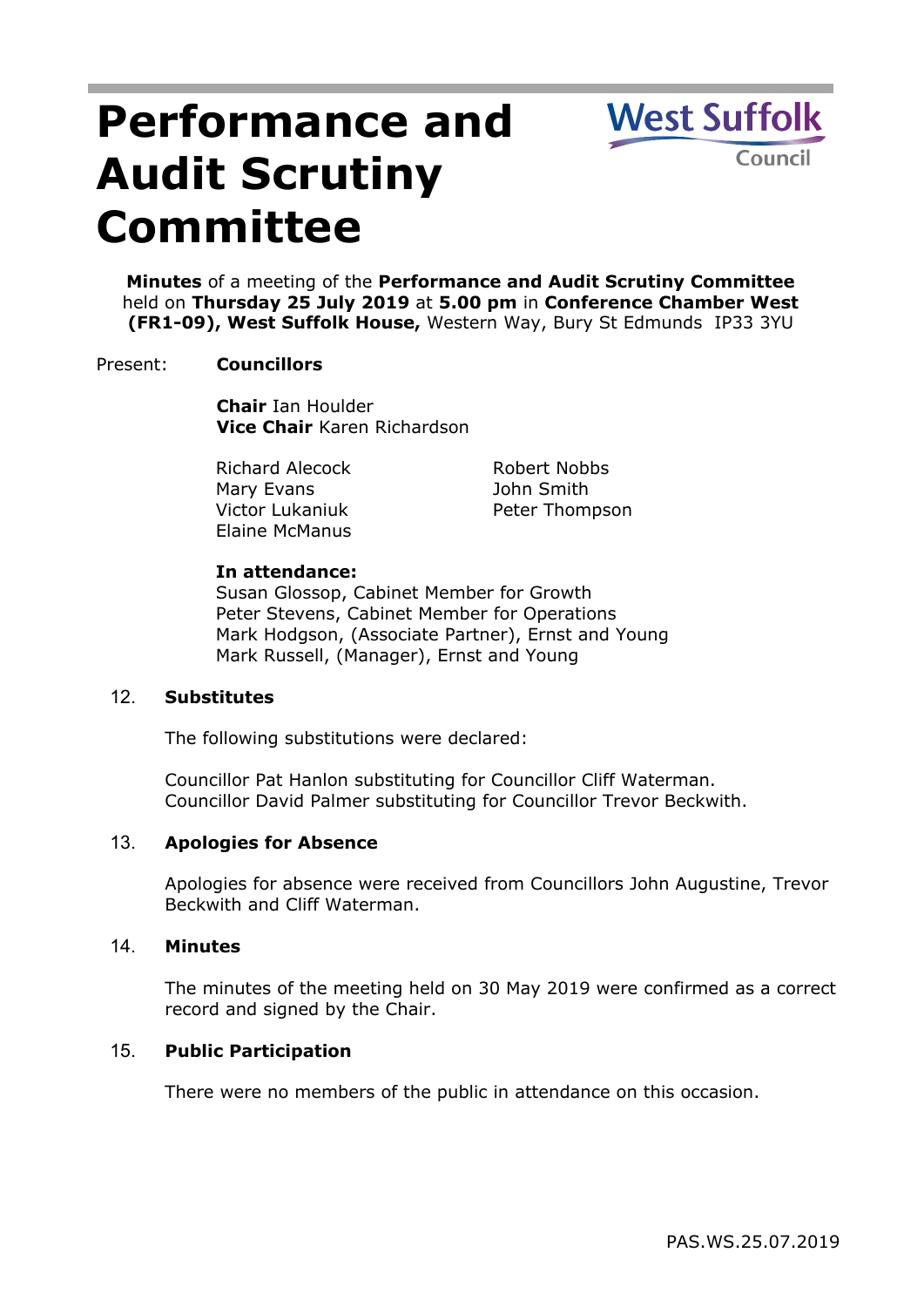# Performance and Audit Scrutiny Committee

West Suffolk Council

**Minutes** of a meeting of the **Performance and Audit Scrutiny Committee** held on **Thursday 25 July 2019** at **5.00 pm** in **Conference Chamber West (FR1-09), West Suffolk House,** Western Way, Bury St Edmunds IP33 3YU

Present: **Councillors**

**Chair** Ian Houlder
**Vice Chair** Karen Richardson

Richard Alecock
Mary Evans
Victor Lukaniuk
Elaine McManus
Robert Nobbs
John Smith
Peter Thompson

**In attendance:**
Susan Glossop, Cabinet Member for Growth
Peter Stevens, Cabinet Member for Operations
Mark Hodgson, (Associate Partner), Ernst and Young
Mark Russell, (Manager), Ernst and Young

## 12. Substitutes

The following substitutions were declared:

Councillor Pat Hanlon substituting for Councillor Cliff Waterman.
Councillor David Palmer substituting for Councillor Trevor Beckwith.

## 13. Apologies for Absence

Apologies for absence were received from Councillors John Augustine, Trevor Beckwith and Cliff Waterman.

## 14. Minutes

The minutes of the meeting held on 30 May 2019 were confirmed as a correct record and signed by the Chair.

## 15. Public Participation

There were no members of the public in attendance on this occasion.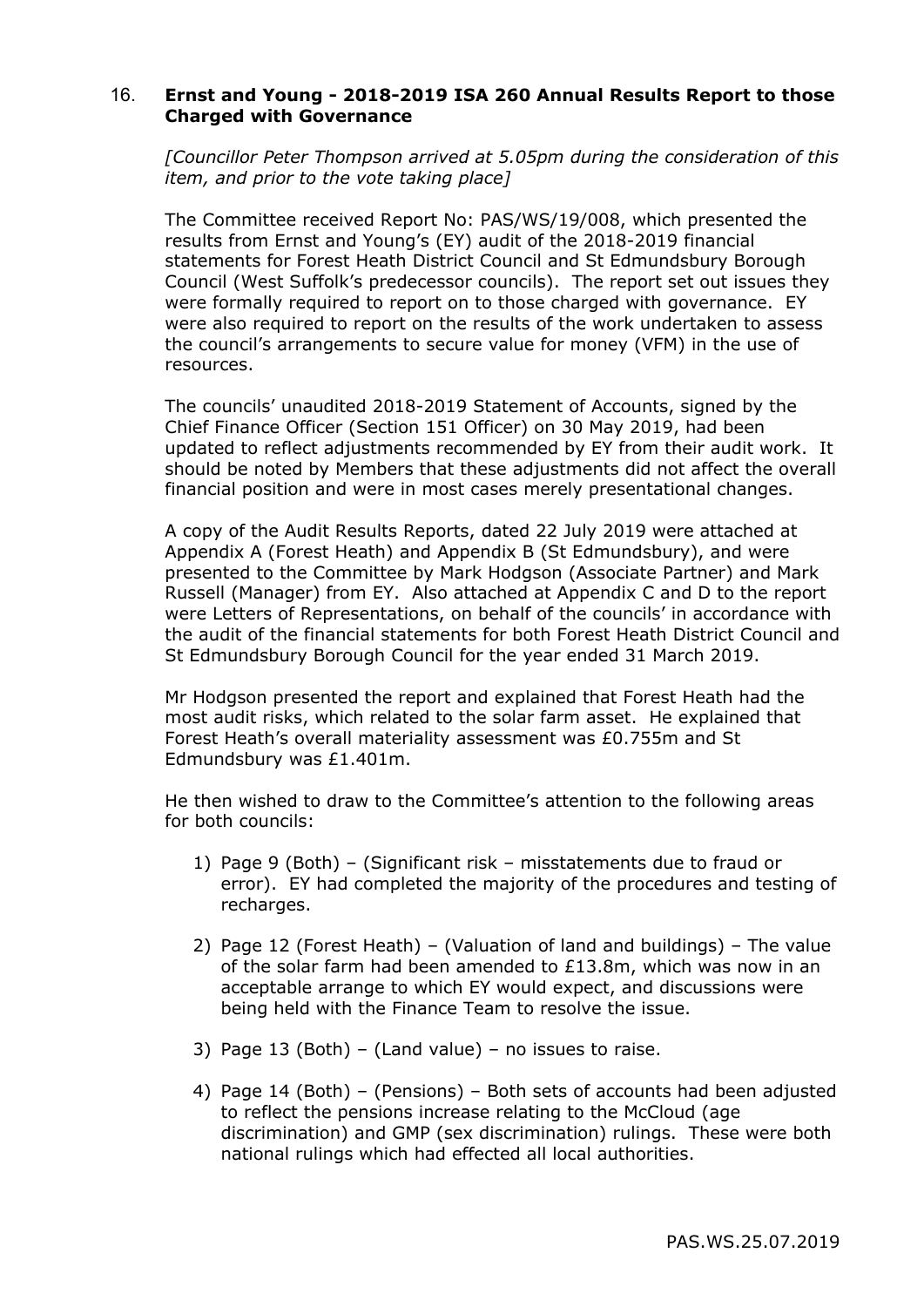## 16. **Ernst and Young - 2018-2019 ISA 260 Annual Results Report to those Charged with Governance**

*[Councillor Peter Thompson arrived at 5.05pm during the consideration of this item, and prior to the vote taking place]*

The Committee received Report No: PAS/WS/19/008, which presented the results from Ernst and Young's (EY) audit of the 2018-2019 financial statements for Forest Heath District Council and St Edmundsbury Borough Council (West Suffolk's predecessor councils). The report set out issues they were formally required to report on to those charged with governance. EY were also required to report on the results of the work undertaken to assess the council's arrangements to secure value for money (VFM) in the use of resources.

The councils' unaudited 2018-2019 Statement of Accounts, signed by the Chief Finance Officer (Section 151 Officer) on 30 May 2019, had been updated to reflect adjustments recommended by EY from their audit work. It should be noted by Members that these adjustments did not affect the overall financial position and were in most cases merely presentational changes.

A copy of the Audit Results Reports, dated 22 July 2019 were attached at Appendix A (Forest Heath) and Appendix B (St Edmundsbury), and were presented to the Committee by Mark Hodgson (Associate Partner) and Mark Russell (Manager) from EY. Also attached at Appendix C and D to the report were Letters of Representations, on behalf of the councils' in accordance with the audit of the financial statements for both Forest Heath District Council and St Edmundsbury Borough Council for the year ended 31 March 2019.

Mr Hodgson presented the report and explained that Forest Heath had the most audit risks, which related to the solar farm asset. He explained that Forest Heath's overall materiality assessment was £0.755m and St Edmundsbury was £1.401m.

He then wished to draw to the Committee's attention to the following areas for both councils:

1) Page 9 (Both) – (Significant risk – misstatements due to fraud or error). EY had completed the majority of the procedures and testing of recharges.
2) Page 12 (Forest Heath) – (Valuation of land and buildings) – The value of the solar farm had been amended to £13.8m, which was now in an acceptable arrange to which EY would expect, and discussions were being held with the Finance Team to resolve the issue.
3) Page 13 (Both) – (Land value) – no issues to raise.
4) Page 14 (Both) – (Pensions) – Both sets of accounts had been adjusted to reflect the pensions increase relating to the McCloud (age discrimination) and GMP (sex discrimination) rulings. These were both national rulings which had effected all local authorities.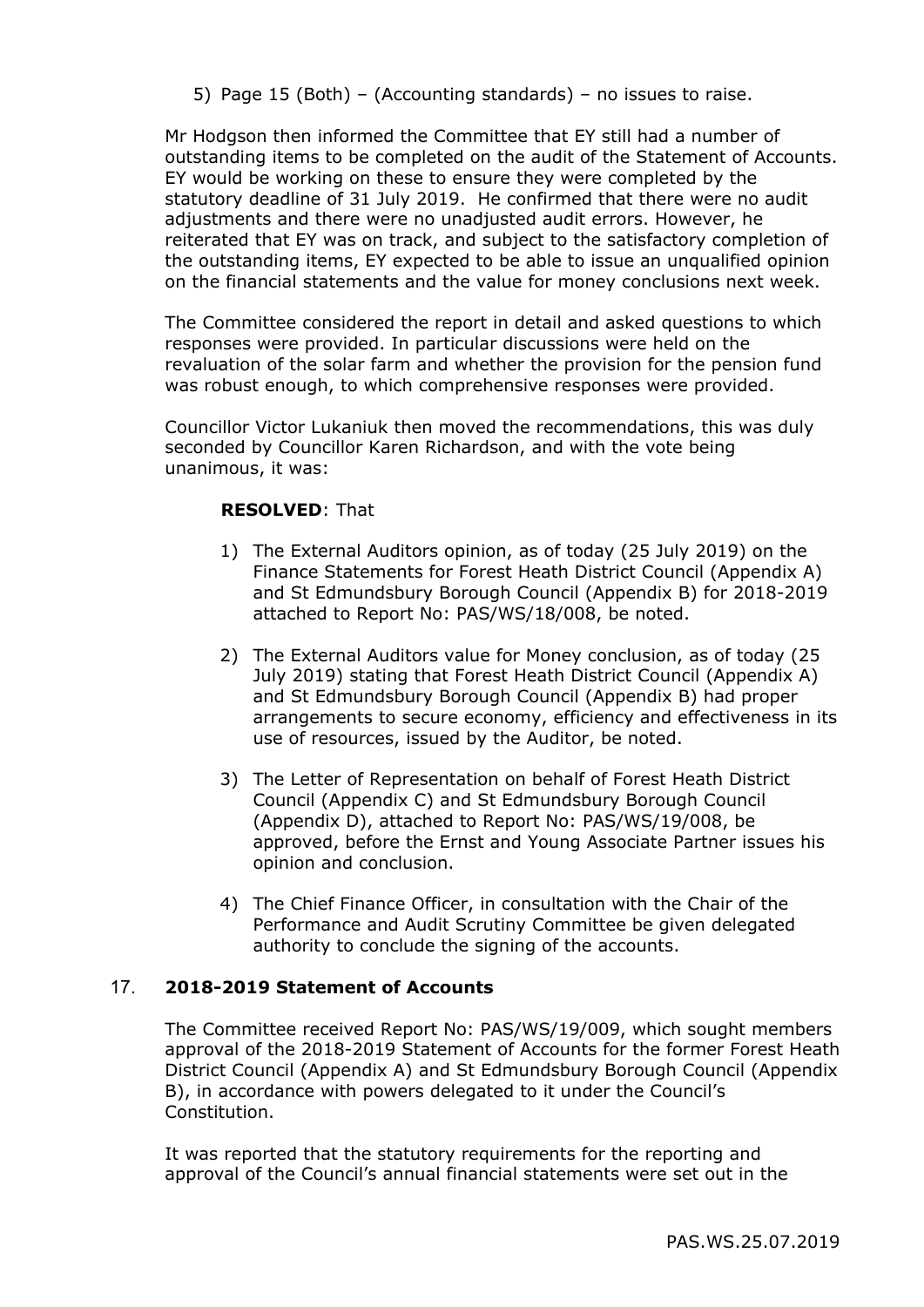5) Page 15 (Both) – (Accounting standards) – no issues to raise.

Mr Hodgson then informed the Committee that EY still had a number of outstanding items to be completed on the audit of the Statement of Accounts. EY would be working on these to ensure they were completed by the statutory deadline of 31 July 2019. He confirmed that there were no audit adjustments and there were no unadjusted audit errors. However, he reiterated that EY was on track, and subject to the satisfactory completion of the outstanding items, EY expected to be able to issue an unqualified opinion on the financial statements and the value for money conclusions next week.

The Committee considered the report in detail and asked questions to which responses were provided. In particular discussions were held on the revaluation of the solar farm and whether the provision for the pension fund was robust enough, to which comprehensive responses were provided.

Councillor Victor Lukaniuk then moved the recommendations, this was duly seconded by Councillor Karen Richardson, and with the vote being unanimous, it was:

**RESOLVED**: That

1) The External Auditors opinion, as of today (25 July 2019) on the Finance Statements for Forest Heath District Council (Appendix A) and St Edmundsbury Borough Council (Appendix B) for 2018-2019 attached to Report No: PAS/WS/18/008, be noted.

2) The External Auditors value for Money conclusion, as of today (25 July 2019) stating that Forest Heath District Council (Appendix A) and St Edmundsbury Borough Council (Appendix B) had proper arrangements to secure economy, efficiency and effectiveness in its use of resources, issued by the Auditor, be noted.

3) The Letter of Representation on behalf of Forest Heath District Council (Appendix C) and St Edmundsbury Borough Council (Appendix D), attached to Report No: PAS/WS/19/008, be approved, before the Ernst and Young Associate Partner issues his opinion and conclusion.

4) The Chief Finance Officer, in consultation with the Chair of the Performance and Audit Scrutiny Committee be given delegated authority to conclude the signing of the accounts.

## 17. **2018-2019 Statement of Accounts**

The Committee received Report No: PAS/WS/19/009, which sought members approval of the 2018-2019 Statement of Accounts for the former Forest Heath District Council (Appendix A) and St Edmundsbury Borough Council (Appendix B), in accordance with powers delegated to it under the Council's Constitution.

It was reported that the statutory requirements for the reporting and approval of the Council's annual financial statements were set out in the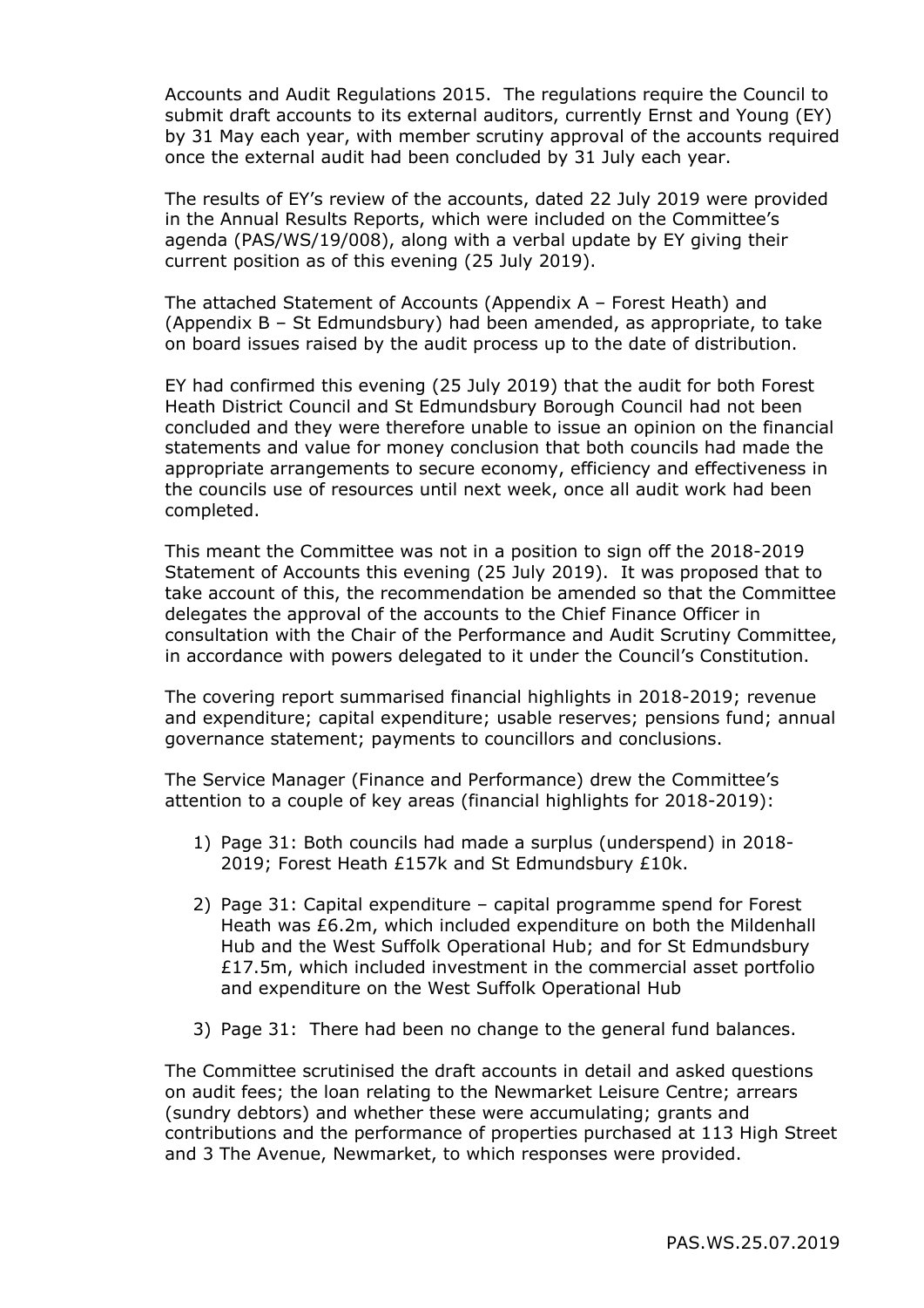Accounts and Audit Regulations 2015. The regulations require the Council to submit draft accounts to its external auditors, currently Ernst and Young (EY) by 31 May each year, with member scrutiny approval of the accounts required once the external audit had been concluded by 31 July each year.

The results of EY's review of the accounts, dated 22 July 2019 were provided in the Annual Results Reports, which were included on the Committee's agenda (PAS/WS/19/008), along with a verbal update by EY giving their current position as of this evening (25 July 2019).

The attached Statement of Accounts (Appendix A – Forest Heath) and (Appendix B – St Edmundsbury) had been amended, as appropriate, to take on board issues raised by the audit process up to the date of distribution.

EY had confirmed this evening (25 July 2019) that the audit for both Forest Heath District Council and St Edmundsbury Borough Council had not been concluded and they were therefore unable to issue an opinion on the financial statements and value for money conclusion that both councils had made the appropriate arrangements to secure economy, efficiency and effectiveness in the councils use of resources until next week, once all audit work had been completed.

This meant the Committee was not in a position to sign off the 2018-2019 Statement of Accounts this evening (25 July 2019). It was proposed that to take account of this, the recommendation be amended so that the Committee delegates the approval of the accounts to the Chief Finance Officer in consultation with the Chair of the Performance and Audit Scrutiny Committee, in accordance with powers delegated to it under the Council's Constitution.

The covering report summarised financial highlights in 2018-2019; revenue and expenditure; capital expenditure; usable reserves; pensions fund; annual governance statement; payments to councillors and conclusions.

The Service Manager (Finance and Performance) drew the Committee's attention to a couple of key areas (financial highlights for 2018-2019):

1) Page 31: Both councils had made a surplus (underspend) in 2018-2019; Forest Heath £157k and St Edmundsbury £10k.

2) Page 31: Capital expenditure – capital programme spend for Forest Heath was £6.2m, which included expenditure on both the Mildenhall Hub and the West Suffolk Operational Hub; and for St Edmundsbury £17.5m, which included investment in the commercial asset portfolio and expenditure on the West Suffolk Operational Hub

3) Page 31: There had been no change to the general fund balances.

The Committee scrutinised the draft accounts in detail and asked questions on audit fees; the loan relating to the Newmarket Leisure Centre; arrears (sundry debtors) and whether these were accumulating; grants and contributions and the performance of properties purchased at 113 High Street and 3 The Avenue, Newmarket, to which responses were provided.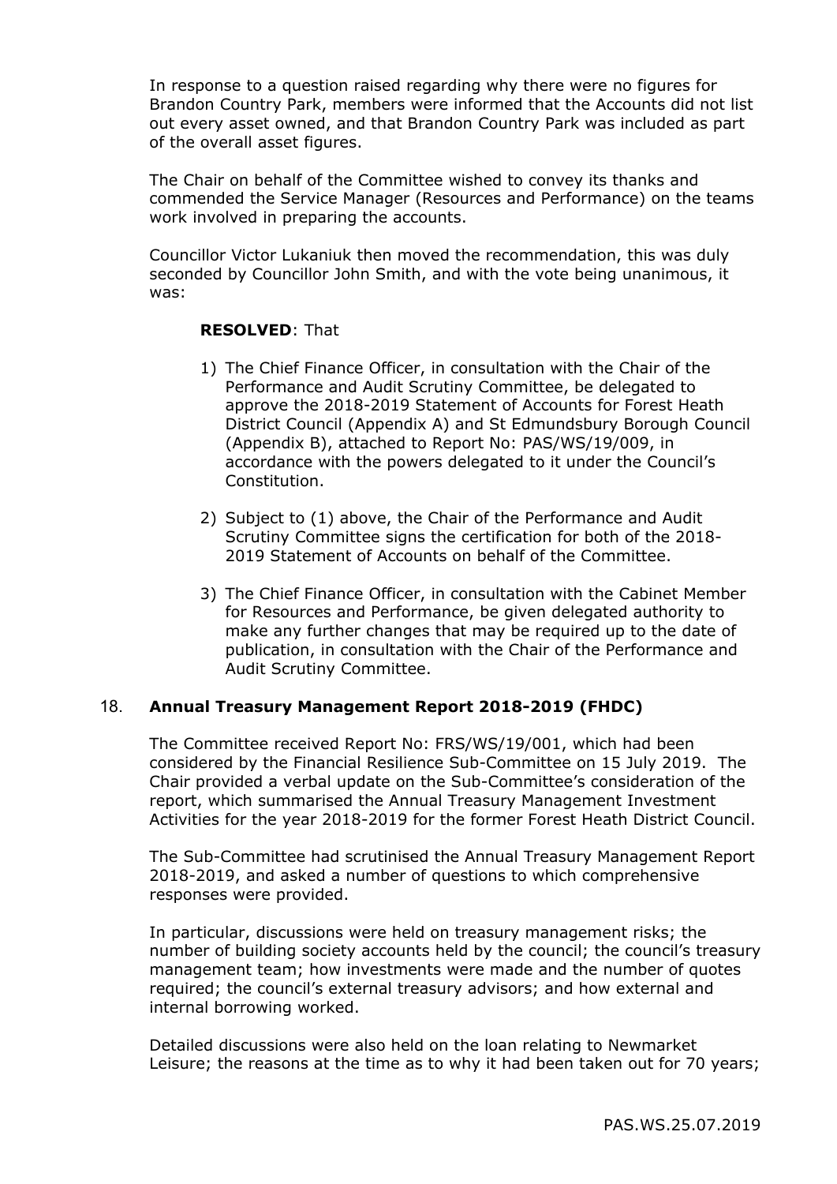In response to a question raised regarding why there were no figures for Brandon Country Park, members were informed that the Accounts did not list out every asset owned, and that Brandon Country Park was included as part of the overall asset figures.

The Chair on behalf of the Committee wished to convey its thanks and commended the Service Manager (Resources and Performance) on the teams work involved in preparing the accounts.

Councillor Victor Lukaniuk then moved the recommendation, this was duly seconded by Councillor John Smith, and with the vote being unanimous, it was:

**RESOLVED**: That

1) The Chief Finance Officer, in consultation with the Chair of the Performance and Audit Scrutiny Committee, be delegated to approve the 2018-2019 Statement of Accounts for Forest Heath District Council (Appendix A) and St Edmundsbury Borough Council (Appendix B), attached to Report No: PAS/WS/19/009, in accordance with the powers delegated to it under the Council's Constitution.

2) Subject to (1) above, the Chair of the Performance and Audit Scrutiny Committee signs the certification for both of the 2018-2019 Statement of Accounts on behalf of the Committee.

3) The Chief Finance Officer, in consultation with the Cabinet Member for Resources and Performance, be given delegated authority to make any further changes that may be required up to the date of publication, in consultation with the Chair of the Performance and Audit Scrutiny Committee.

## 18. **Annual Treasury Management Report 2018-2019 (FHDC)**

The Committee received Report No: FRS/WS/19/001, which had been considered by the Financial Resilience Sub-Committee on 15 July 2019. The Chair provided a verbal update on the Sub-Committee's consideration of the report, which summarised the Annual Treasury Management Investment Activities for the year 2018-2019 for the former Forest Heath District Council.

The Sub-Committee had scrutinised the Annual Treasury Management Report 2018-2019, and asked a number of questions to which comprehensive responses were provided.

In particular, discussions were held on treasury management risks; the number of building society accounts held by the council; the council's treasury management team; how investments were made and the number of quotes required; the council's external treasury advisors; and how external and internal borrowing worked.

Detailed discussions were also held on the loan relating to Newmarket Leisure; the reasons at the time as to why it had been taken out for 70 years;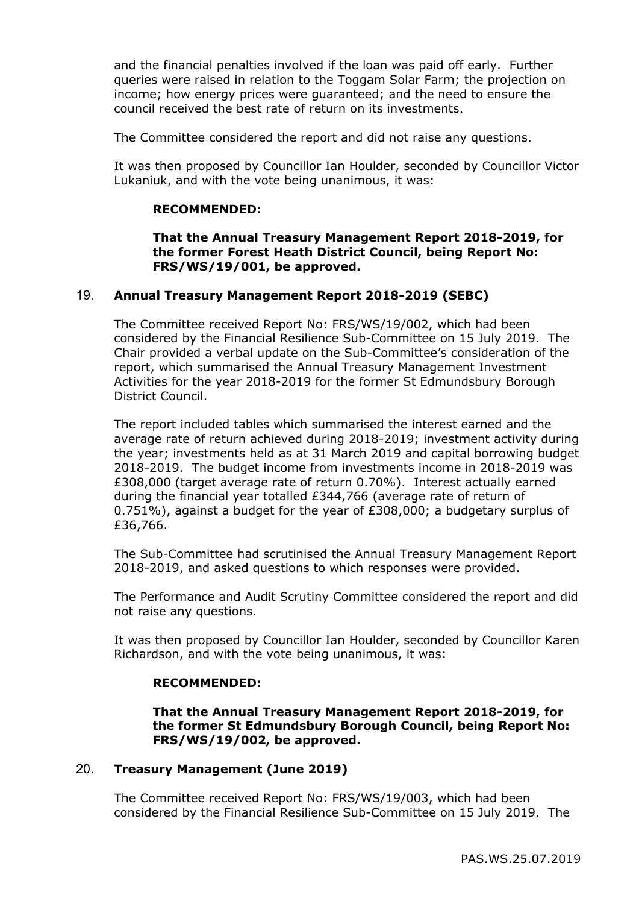and the financial penalties involved if the loan was paid off early. Further queries were raised in relation to the Toggam Solar Farm; the projection on income; how energy prices were guaranteed; and the need to ensure the council received the best rate of return on its investments.

The Committee considered the report and did not raise any questions.

It was then proposed by Councillor Ian Houlder, seconded by Councillor Victor Lukaniuk, and with the vote being unanimous, it was:

**RECOMMENDED:**

**That the Annual Treasury Management Report 2018-2019, for the former Forest Heath District Council, being Report No: FRS/WS/19/001, be approved.**

## 19. Annual Treasury Management Report 2018-2019 (SEBC)

The Committee received Report No: FRS/WS/19/002, which had been considered by the Financial Resilience Sub-Committee on 15 July 2019. The Chair provided a verbal update on the Sub-Committee's consideration of the report, which summarised the Annual Treasury Management Investment Activities for the year 2018-2019 for the former St Edmundsbury Borough District Council.

The report included tables which summarised the interest earned and the average rate of return achieved during 2018-2019; investment activity during the year; investments held as at 31 March 2019 and capital borrowing budget 2018-2019. The budget income from investments income in 2018-2019 was £308,000 (target average rate of return 0.70%). Interest actually earned during the financial year totalled £344,766 (average rate of return of 0.751%), against a budget for the year of £308,000; a budgetary surplus of £36,766.

The Sub-Committee had scrutinised the Annual Treasury Management Report 2018-2019, and asked questions to which responses were provided.

The Performance and Audit Scrutiny Committee considered the report and did not raise any questions.

It was then proposed by Councillor Ian Houlder, seconded by Councillor Karen Richardson, and with the vote being unanimous, it was:

**RECOMMENDED:**

**That the Annual Treasury Management Report 2018-2019, for the former St Edmundsbury Borough Council, being Report No: FRS/WS/19/002, be approved.**

## 20. Treasury Management (June 2019)

The Committee received Report No: FRS/WS/19/003, which had been considered by the Financial Resilience Sub-Committee on 15 July 2019. The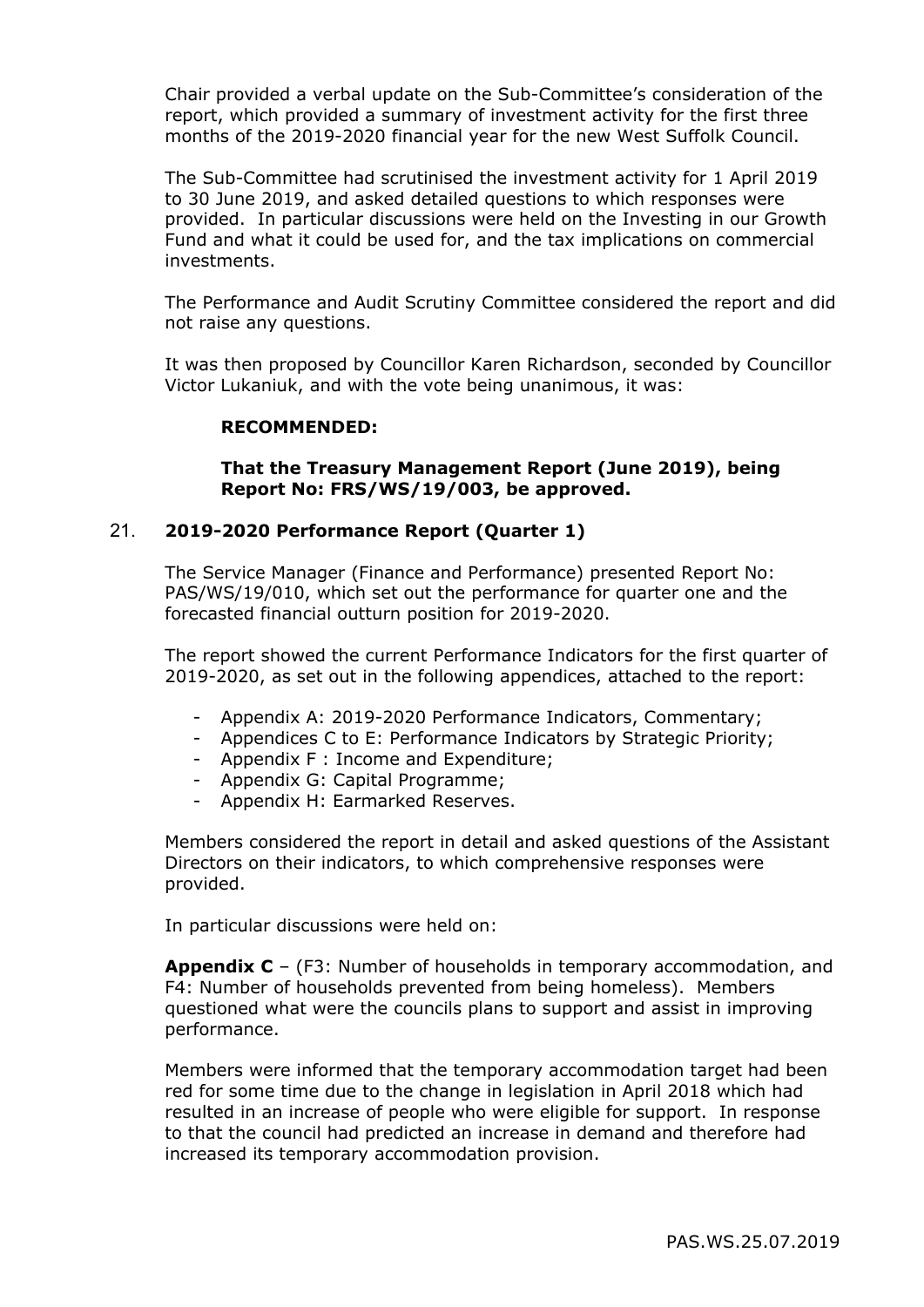Chair provided a verbal update on the Sub-Committee's consideration of the report, which provided a summary of investment activity for the first three months of the 2019-2020 financial year for the new West Suffolk Council.

The Sub-Committee had scrutinised the investment activity for 1 April 2019 to 30 June 2019, and asked detailed questions to which responses were provided. In particular discussions were held on the Investing in our Growth Fund and what it could be used for, and the tax implications on commercial investments.

The Performance and Audit Scrutiny Committee considered the report and did not raise any questions.

It was then proposed by Councillor Karen Richardson, seconded by Councillor Victor Lukaniuk, and with the vote being unanimous, it was:

**RECOMMENDED:**

**That the Treasury Management Report (June 2019), being Report No: FRS/WS/19/003, be approved.**

## 21. 2019-2020 Performance Report (Quarter 1)

The Service Manager (Finance and Performance) presented Report No: PAS/WS/19/010, which set out the performance for quarter one and the forecasted financial outturn position for 2019-2020.

The report showed the current Performance Indicators for the first quarter of 2019-2020, as set out in the following appendices, attached to the report:

- Appendix A: 2019-2020 Performance Indicators, Commentary;
- Appendices C to E: Performance Indicators by Strategic Priority;
- Appendix F : Income and Expenditure;
- Appendix G: Capital Programme;
- Appendix H: Earmarked Reserves.

Members considered the report in detail and asked questions of the Assistant Directors on their indicators, to which comprehensive responses were provided.

In particular discussions were held on:

**Appendix C** – (F3: Number of households in temporary accommodation, and F4: Number of households prevented from being homeless). Members questioned what were the councils plans to support and assist in improving performance.

Members were informed that the temporary accommodation target had been red for some time due to the change in legislation in April 2018 which had resulted in an increase of people who were eligible for support. In response to that the council had predicted an increase in demand and therefore had increased its temporary accommodation provision.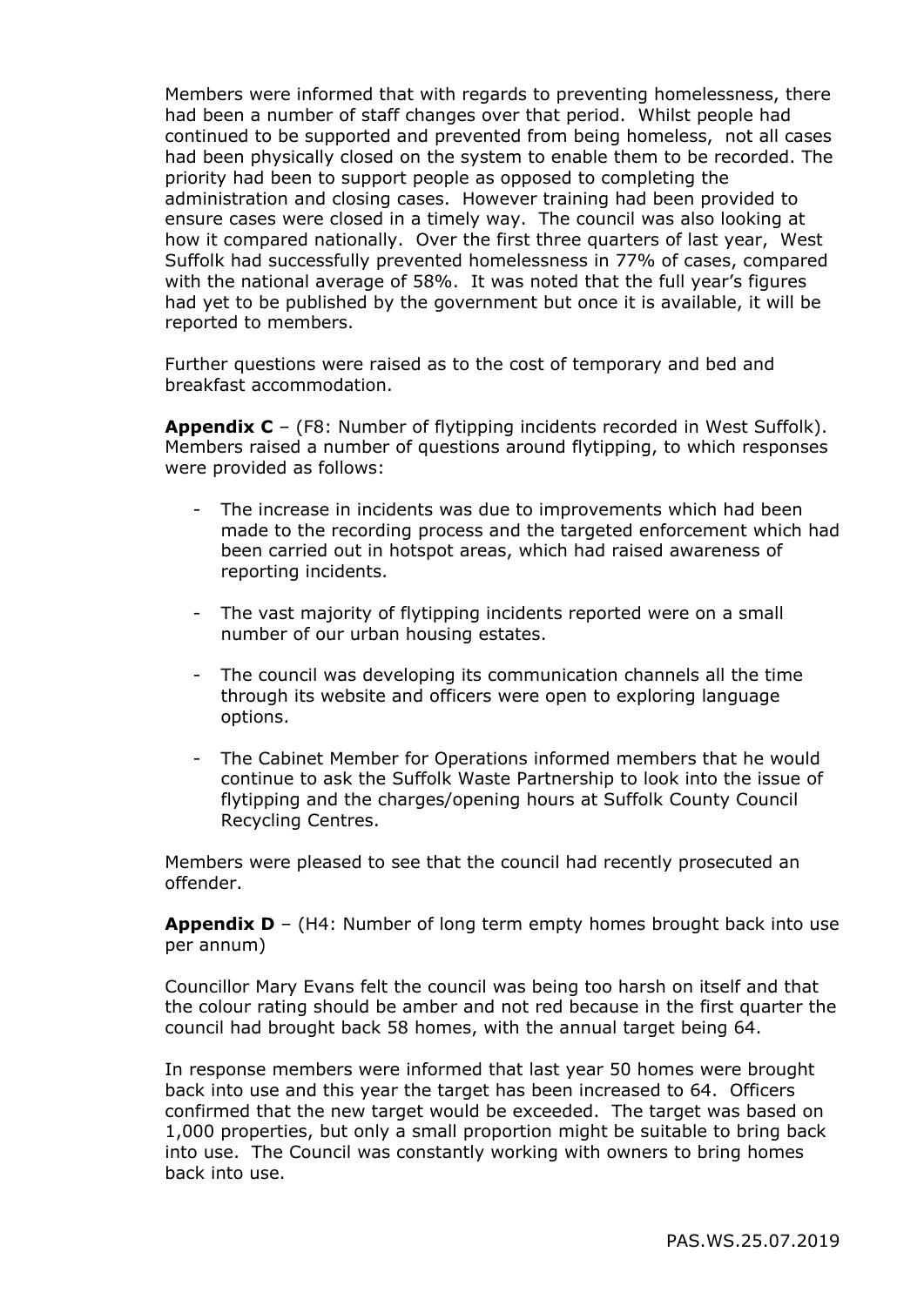Members were informed that with regards to preventing homelessness, there had been a number of staff changes over that period. Whilst people had continued to be supported and prevented from being homeless, not all cases had been physically closed on the system to enable them to be recorded. The priority had been to support people as opposed to completing the administration and closing cases. However training had been provided to ensure cases were closed in a timely way. The council was also looking at how it compared nationally. Over the first three quarters of last year, West Suffolk had successfully prevented homelessness in 77% of cases, compared with the national average of 58%. It was noted that the full year's figures had yet to be published by the government but once it is available, it will be reported to members.

Further questions were raised as to the cost of temporary and bed and breakfast accommodation.

**Appendix C** – (F8: Number of flytipping incidents recorded in West Suffolk). Members raised a number of questions around flytipping, to which responses were provided as follows:

- The increase in incidents was due to improvements which had been made to the recording process and the targeted enforcement which had been carried out in hotspot areas, which had raised awareness of reporting incidents.
- The vast majority of flytipping incidents reported were on a small number of our urban housing estates.
- The council was developing its communication channels all the time through its website and officers were open to exploring language options.
- The Cabinet Member for Operations informed members that he would continue to ask the Suffolk Waste Partnership to look into the issue of flytipping and the charges/opening hours at Suffolk County Council Recycling Centres.

Members were pleased to see that the council had recently prosecuted an offender.

**Appendix D** – (H4: Number of long term empty homes brought back into use per annum)

Councillor Mary Evans felt the council was being too harsh on itself and that the colour rating should be amber and not red because in the first quarter the council had brought back 58 homes, with the annual target being 64.

In response members were informed that last year 50 homes were brought back into use and this year the target has been increased to 64. Officers confirmed that the new target would be exceeded. The target was based on 1,000 properties, but only a small proportion might be suitable to bring back into use. The Council was constantly working with owners to bring homes back into use.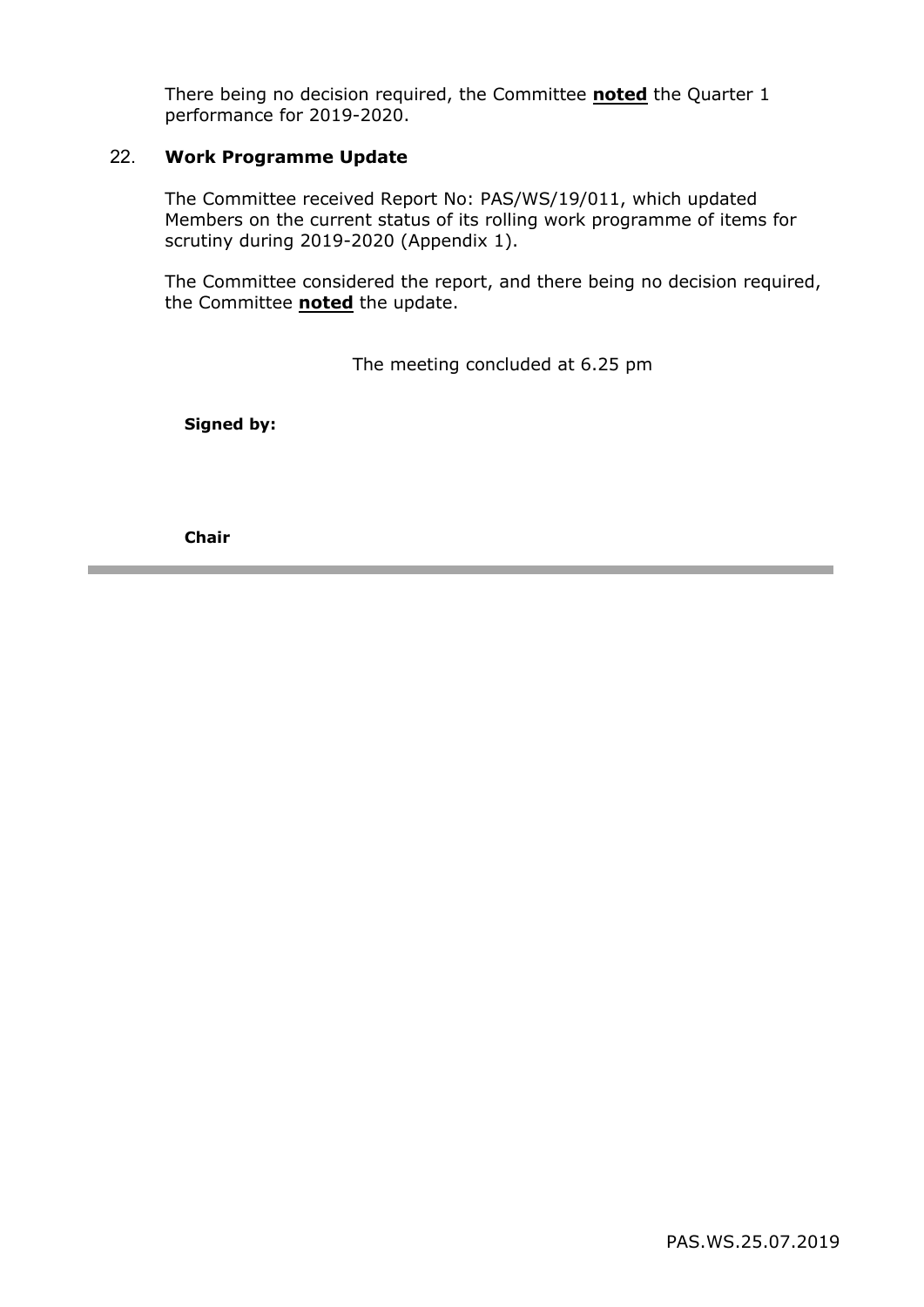There being no decision required, the Committee **noted** the Quarter 1 performance for 2019-2020.

22. **Work Programme Update**

The Committee received Report No: PAS/WS/19/011, which updated Members on the current status of its rolling work programme of items for scrutiny during 2019-2020 (Appendix 1).

The Committee considered the report, and there being no decision required, the Committee **noted** the update.

The meeting concluded at 6.25 pm

**Signed by:**

**Chair**